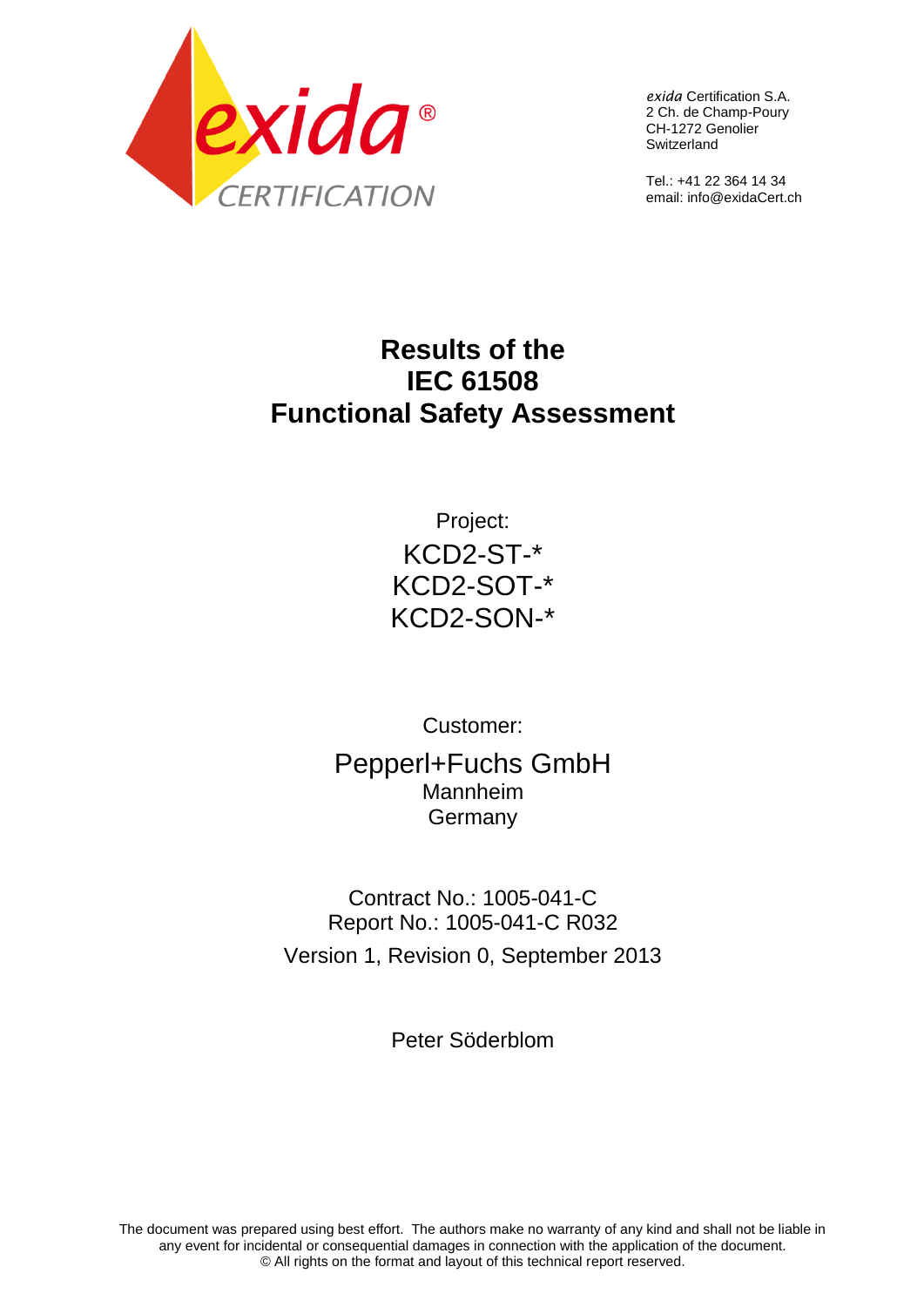*exida* Certification S.A.
2 Ch. de Champ-Poury
CH-1272 Genolier
Switzerland

Tel.: +41 22 364 14 34
email: info@exidaCert.ch

# Results of the IEC 61508 Functional Safety Assessment

Project:

KCD2-ST-*
KCD2-SOT-*
KCD2-SON-*

Customer:

Pepperl+Fuchs GmbH
Mannheim
Germany

Contract No.: 1005-041-C
Report No.: 1005-041-C R032
Version 1, Revision 0, September 2013

Peter Söderblom

The document was prepared using best effort. The authors make no warranty of any kind and shall not be liable in any event for incidental or consequential damages in connection with the application of the document.
© All rights on the format and layout of this technical report reserved.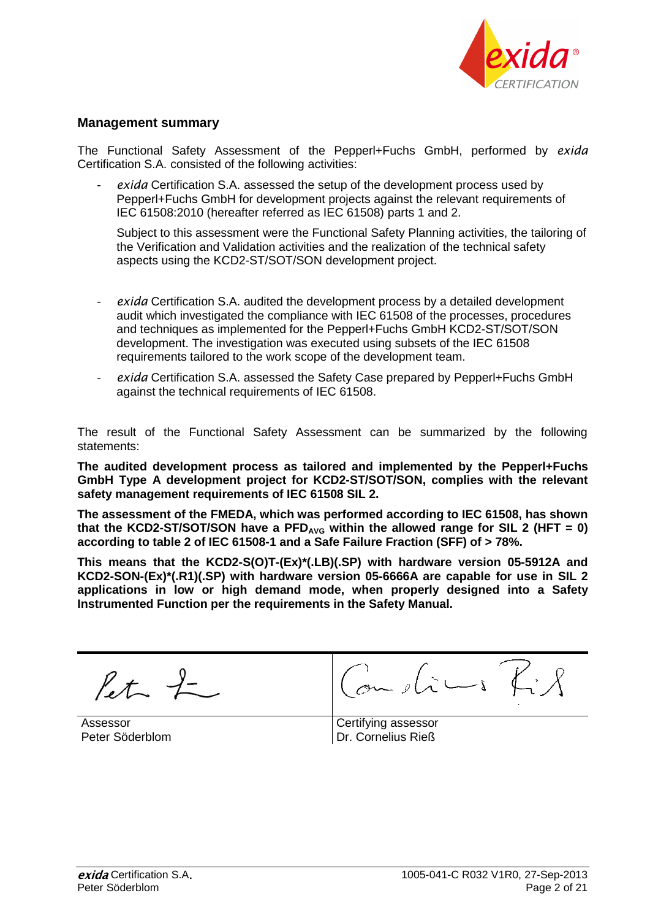## Management summary

The Functional Safety Assessment of the Pepperl+Fuchs GmbH, performed by *exida* Certification S.A. consisted of the following activities:

- *exida* Certification S.A. assessed the setup of the development process used by Pepperl+Fuchs GmbH for development projects against the relevant requirements of IEC 61508:2010 (hereafter referred as IEC 61508) parts 1 and 2.

  Subject to this assessment were the Functional Safety Planning activities, the tailoring of the Verification and Validation activities and the realization of the technical safety aspects using the KCD2-ST/SOT/SON development project.

- *exida* Certification S.A. audited the development process by a detailed development audit which investigated the compliance with IEC 61508 of the processes, procedures and techniques as implemented for the Pepperl+Fuchs GmbH KCD2-ST/SOT/SON development. The investigation was executed using subsets of the IEC 61508 requirements tailored to the work scope of the development team.

- *exida* Certification S.A. assessed the Safety Case prepared by Pepperl+Fuchs GmbH against the technical requirements of IEC 61508.

The result of the Functional Safety Assessment can be summarized by the following statements:

**The audited development process as tailored and implemented by the Pepperl+Fuchs GmbH Type A development project for KCD2-ST/SOT/SON, complies with the relevant safety management requirements of IEC 61508 SIL 2.**

**The assessment of the FMEDA, which was performed according to IEC 61508, has shown that the KCD2-ST/SOT/SON have a $PFD_{AVG}$ within the allowed range for SIL 2 (HFT = 0) according to table 2 of IEC 61508-1 and a Safe Failure Fraction (SFF) of > 78%.**

**This means that the KCD2-S(O)T-(Ex)*(.LB)(.SP) with hardware version 05-5912A and KCD2-SON-(Ex)*(.R1)(.SP) with hardware version 05-6666A are capable for use in SIL 2 applications in low or high demand mode, when properly designed into a Safety Instrumented Function per the requirements in the Safety Manual.**

| Assessor<br>Peter Söderblom | Certifying assessor<br>Dr. Cornelius Rieß |
|---|---|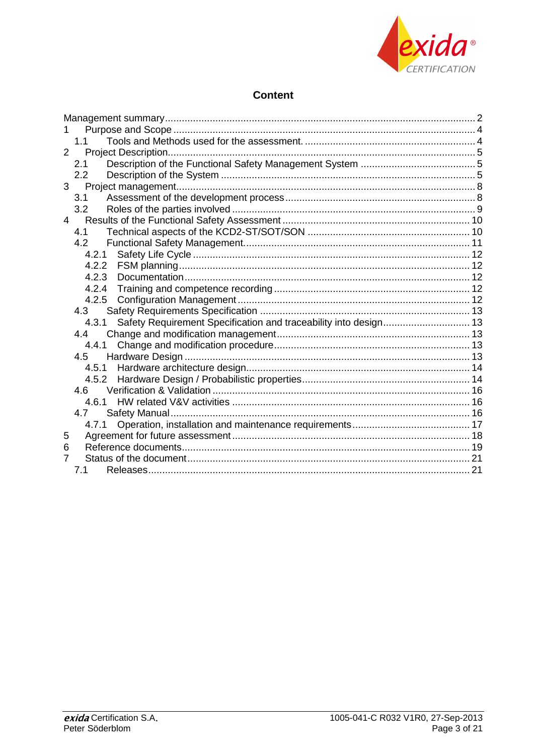# Content

| | | | |
|---|---|---|---|
| Management summary | | | 2 |
| 1 | Purpose and Scope | | 4 |
| | 1.1 | Tools and Methods used for the assessment. | 4 |
| 2 | Project Description | | 5 |
| | 2.1 | Description of the Functional Safety Management System | 5 |
| | 2.2 | Description of the System | 5 |
| 3 | Project management | | 8 |
| | 3.1 | Assessment of the development process | 8 |
| | 3.2 | Roles of the parties involved | 9 |
| 4 | Results of the Functional Safety Assessment | | 10 |
| | 4.1 | Technical aspects of the KCD2-ST/SOT/SON | 10 |
| | 4.2 | Functional Safety Management | 11 |
| | 4.2.1 | Safety Life Cycle | 12 |
| | 4.2.2 | FSM planning | 12 |
| | 4.2.3 | Documentation | 12 |
| | 4.2.4 | Training and competence recording | 12 |
| | 4.2.5 | Configuration Management | 12 |
| | 4.3 | Safety Requirements Specification | 13 |
| | 4.3.1 | Safety Requirement Specification and traceability into design | 13 |
| | 4.4 | Change and modification management | 13 |
| | 4.4.1 | Change and modification procedure | 13 |
| | 4.5 | Hardware Design | 13 |
| | 4.5.1 | Hardware architecture design | 14 |
| | 4.5.2 | Hardware Design / Probabilistic properties | 14 |
| | 4.6 | Verification & Validation | 16 |
| | 4.6.1 | HW related V&V activities | 16 |
| | 4.7 | Safety Manual | 16 |
| | 4.7.1 | Operation, installation and maintenance requirements | 17 |
| 5 | Agreement for future assessment | | 18 |
| 6 | Reference documents | | 19 |
| 7 | Status of the document | | 21 |
| | 7.1 | Releases | 21 |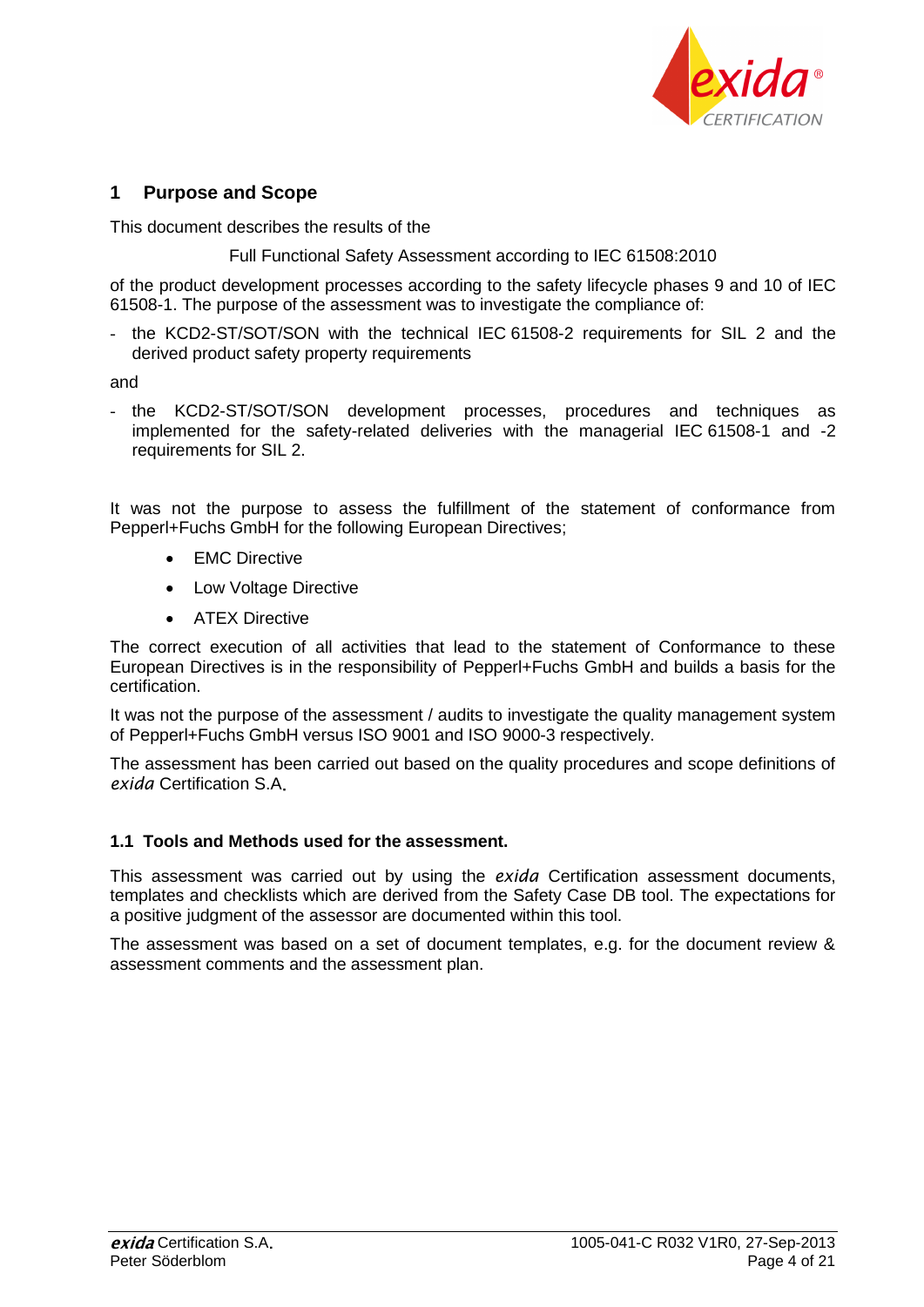## 1 Purpose and Scope

This document describes the results of the

Full Functional Safety Assessment according to IEC 61508:2010

of the product development processes according to the safety lifecycle phases 9 and 10 of IEC 61508-1. The purpose of the assessment was to investigate the compliance of:

- the KCD2-ST/SOT/SON with the technical IEC 61508-2 requirements for SIL 2 and the derived product safety property requirements

and

- the KCD2-ST/SOT/SON development processes, procedures and techniques as implemented for the safety-related deliveries with the managerial IEC 61508-1 and -2 requirements for SIL 2.

It was not the purpose to assess the fulfillment of the statement of conformance from Pepperl+Fuchs GmbH for the following European Directives;

- EMC Directive
- Low Voltage Directive
- ATEX Directive

The correct execution of all activities that lead to the statement of Conformance to these European Directives is in the responsibility of Pepperl+Fuchs GmbH and builds a basis for the certification.

It was not the purpose of the assessment / audits to investigate the quality management system of Pepperl+Fuchs GmbH versus ISO 9001 and ISO 9000-3 respectively.

The assessment has been carried out based on the quality procedures and scope definitions of *exida* Certification S.A.

### 1.1 Tools and Methods used for the assessment.

This assessment was carried out by using the *exida* Certification assessment documents, templates and checklists which are derived from the Safety Case DB tool. The expectations for a positive judgment of the assessor are documented within this tool.

The assessment was based on a set of document templates, e.g. for the document review & assessment comments and the assessment plan.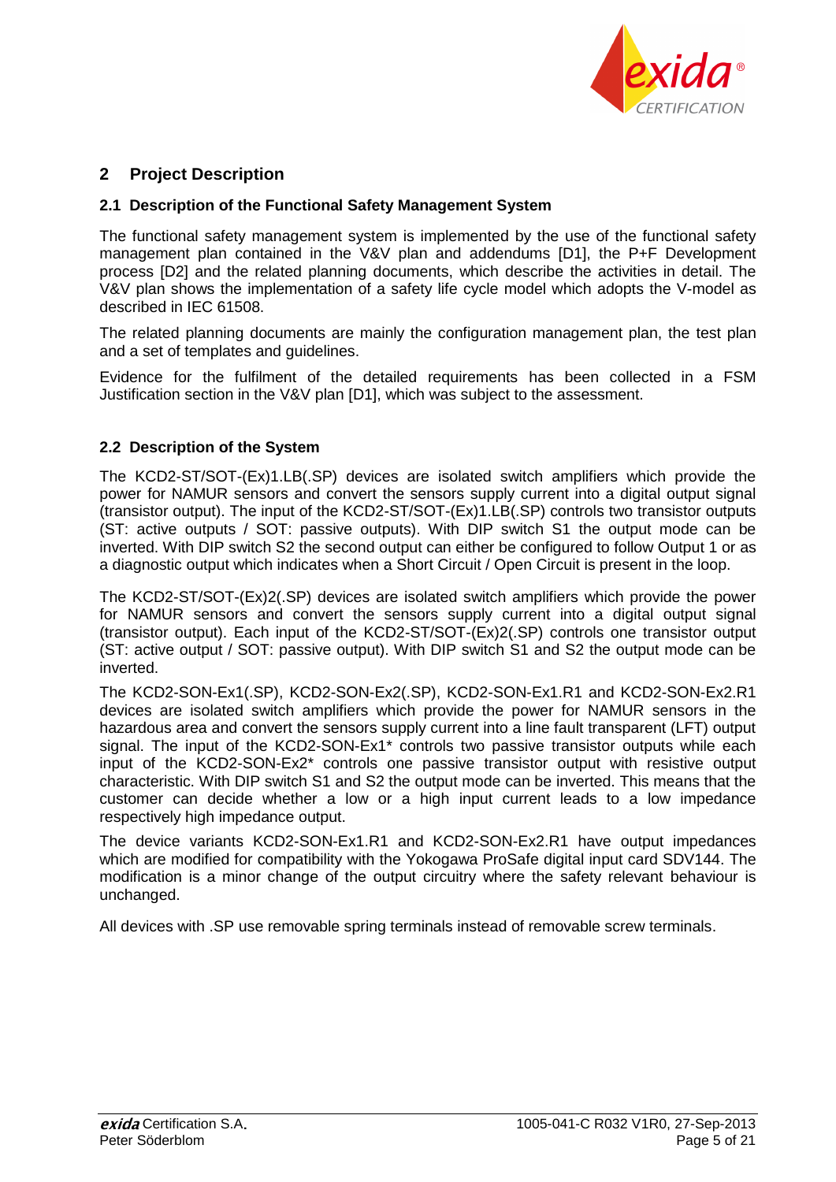## 2 Project Description

### 2.1 Description of the Functional Safety Management System

The functional safety management system is implemented by the use of the functional safety management plan contained in the V&V plan and addendums [D1], the P+F Development process [D2] and the related planning documents, which describe the activities in detail. The V&V plan shows the implementation of a safety life cycle model which adopts the V-model as described in IEC 61508.

The related planning documents are mainly the configuration management plan, the test plan and a set of templates and guidelines.

Evidence for the fulfilment of the detailed requirements has been collected in a FSM Justification section in the V&V plan [D1], which was subject to the assessment.

### 2.2 Description of the System

The KCD2-ST/SOT-(Ex)1.LB(.SP) devices are isolated switch amplifiers which provide the power for NAMUR sensors and convert the sensors supply current into a digital output signal (transistor output). The input of the KCD2-ST/SOT-(Ex)1.LB(.SP) controls two transistor outputs (ST: active outputs / SOT: passive outputs). With DIP switch S1 the output mode can be inverted. With DIP switch S2 the second output can either be configured to follow Output 1 or as a diagnostic output which indicates when a Short Circuit / Open Circuit is present in the loop.

The KCD2-ST/SOT-(Ex)2(.SP) devices are isolated switch amplifiers which provide the power for NAMUR sensors and convert the sensors supply current into a digital output signal (transistor output). Each input of the KCD2-ST/SOT-(Ex)2(.SP) controls one transistor output (ST: active output / SOT: passive output). With DIP switch S1 and S2 the output mode can be inverted.

The KCD2-SON-Ex1(.SP), KCD2-SON-Ex2(.SP), KCD2-SON-Ex1.R1 and KCD2-SON-Ex2.R1 devices are isolated switch amplifiers which provide the power for NAMUR sensors in the hazardous area and convert the sensors supply current into a line fault transparent (LFT) output signal. The input of the KCD2-SON-Ex1* controls two passive transistor outputs while each input of the KCD2-SON-Ex2* controls one passive transistor output with resistive output characteristic. With DIP switch S1 and S2 the output mode can be inverted. This means that the customer can decide whether a low or a high input current leads to a low impedance respectively high impedance output.

The device variants KCD2-SON-Ex1.R1 and KCD2-SON-Ex2.R1 have output impedances which are modified for compatibility with the Yokogawa ProSafe digital input card SDV144. The modification is a minor change of the output circuitry where the safety relevant behaviour is unchanged.

All devices with .SP use removable spring terminals instead of removable screw terminals.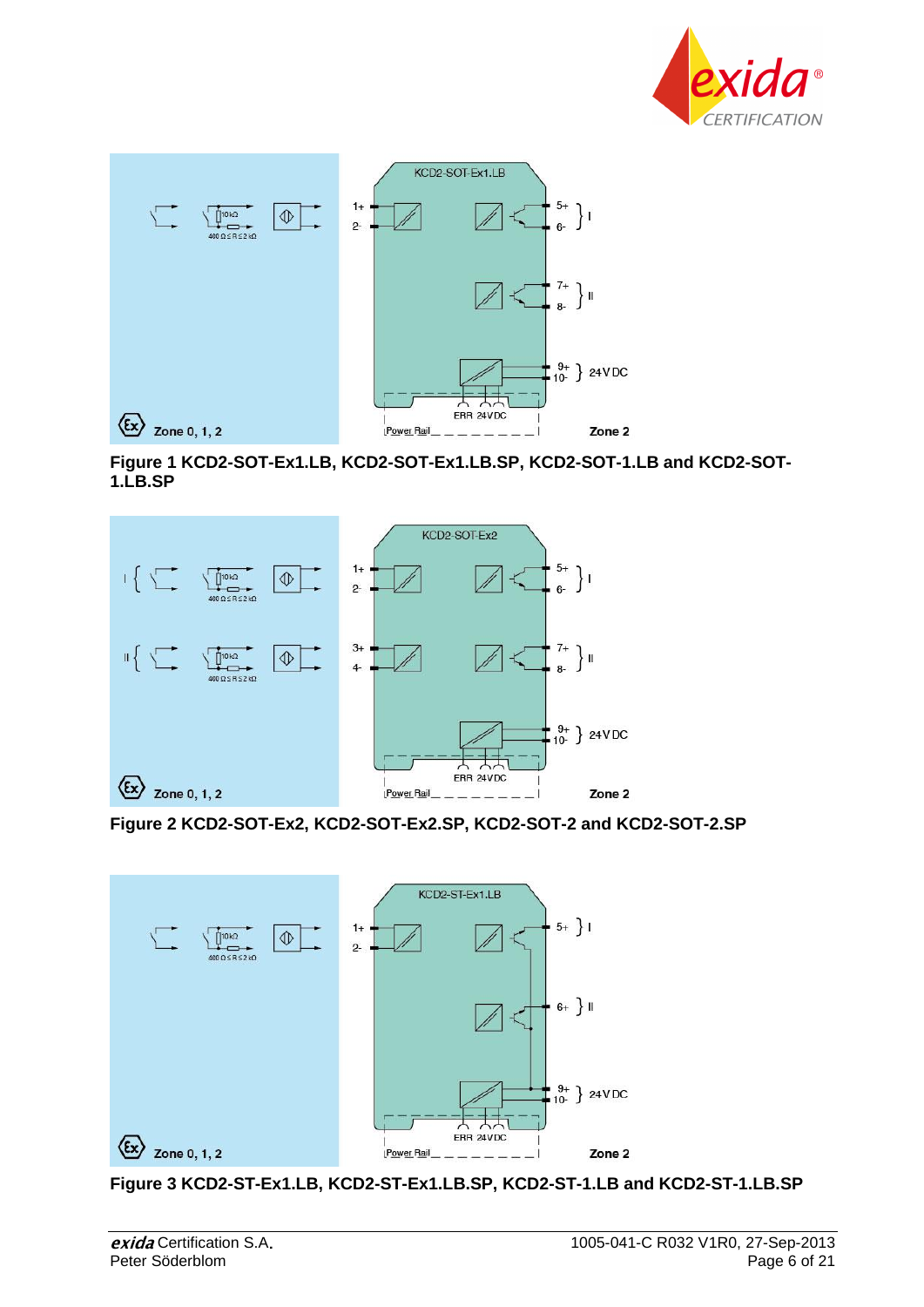Figure 1 KCD2-SOT-Ex1.LB, KCD2-SOT-Ex1.LB.SP, KCD2-SOT-1.LB and KCD2-SOT-1.LB.SP

Figure 2 KCD2-SOT-Ex2, KCD2-SOT-Ex2.SP, KCD2-SOT-2 and KCD2-SOT-2.SP

Figure 3 KCD2-ST-Ex1.LB, KCD2-ST-Ex1.LB.SP, KCD2-ST-1.LB and KCD2-ST-1.LB.SP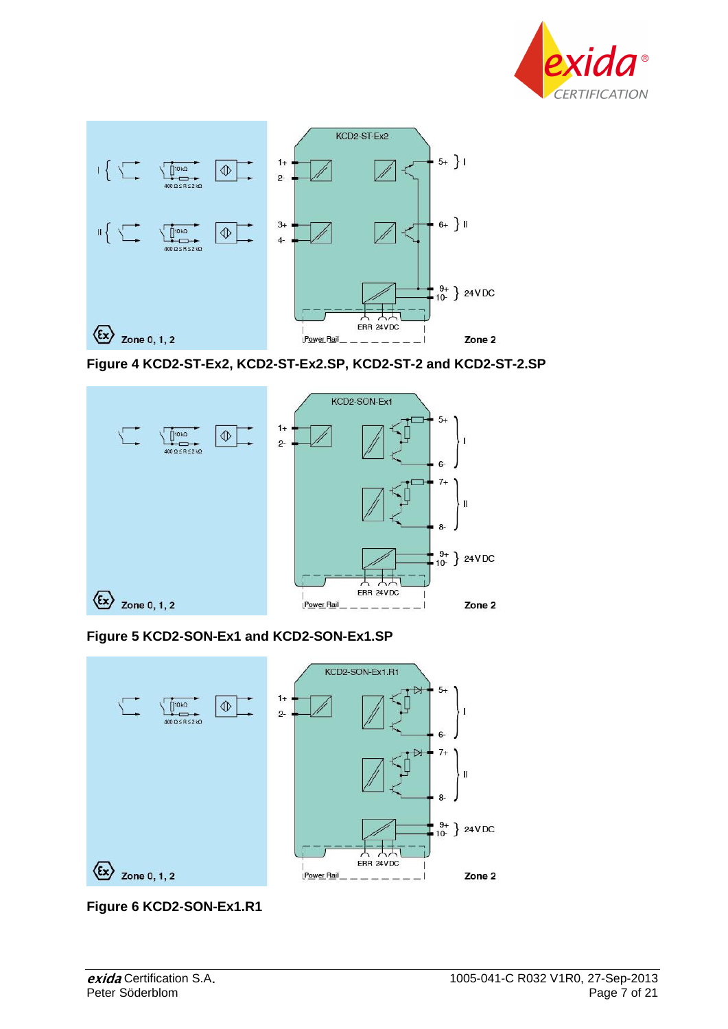**Figure 4 KCD2-ST-Ex2, KCD2-ST-Ex2.SP, KCD2-ST-2 and KCD2-ST-2.SP**

**Figure 5 KCD2-SON-Ex1 and KCD2-SON-Ex1.SP**

**Figure 6 KCD2-SON-Ex1.R1**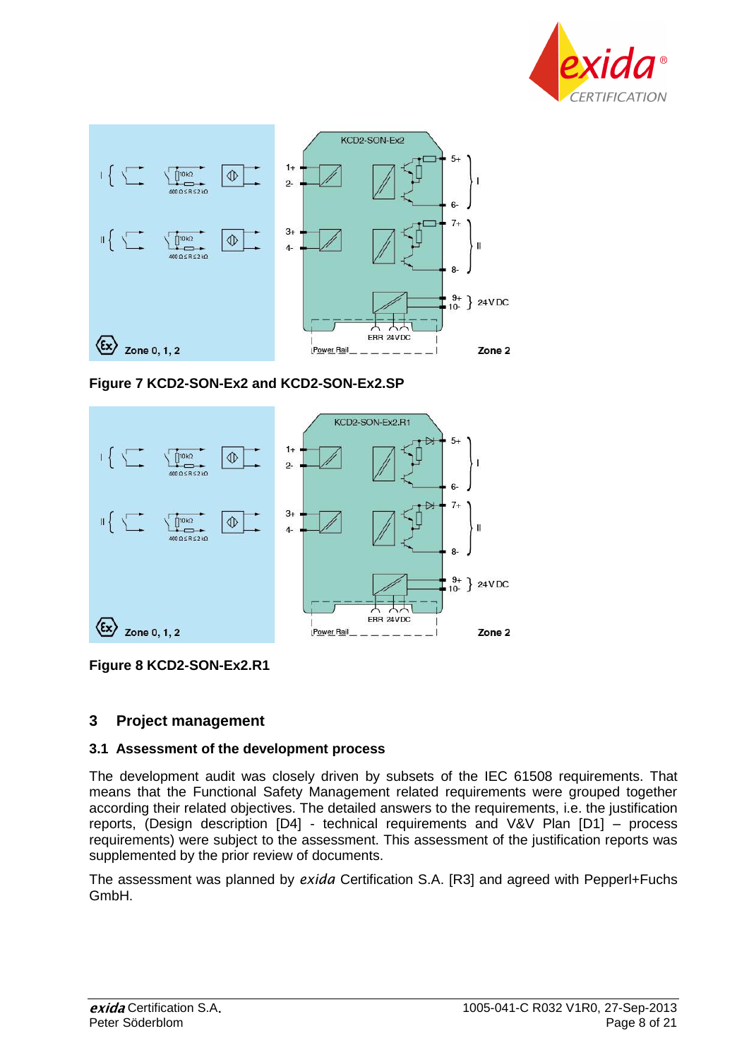Figure 7 KCD2-SON-Ex2 and KCD2-SON-Ex2.SP

Figure 8 KCD2-SON-Ex2.R1

## 3 Project management

### 3.1 Assessment of the development process

The development audit was closely driven by subsets of the IEC 61508 requirements. That means that the Functional Safety Management related requirements were grouped together according their related objectives. The detailed answers to the requirements, i.e. the justification reports, (Design description [D4] - technical requirements and V&V Plan [D1] – process requirements) were subject to the assessment. This assessment of the justification reports was supplemented by the prior review of documents.

The assessment was planned by *exida* Certification S.A. [R3] and agreed with Pepperl+Fuchs GmbH.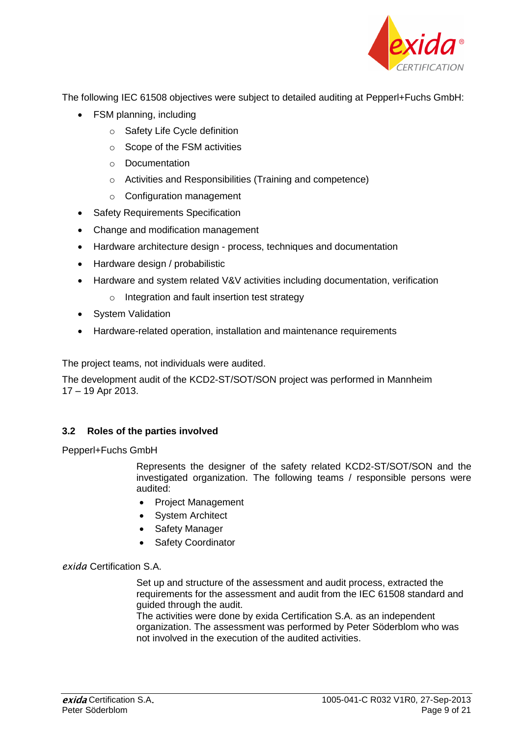The following IEC 61508 objectives were subject to detailed auditing at Pepperl+Fuchs GmbH:

- FSM planning, including
  - Safety Life Cycle definition
  - Scope of the FSM activities
  - Documentation
  - Activities and Responsibilities (Training and competence)
  - Configuration management
- Safety Requirements Specification
- Change and modification management
- Hardware architecture design - process, techniques and documentation
- Hardware design / probabilistic
- Hardware and system related V&V activities including documentation, verification
  - Integration and fault insertion test strategy
- System Validation
- Hardware-related operation, installation and maintenance requirements

The project teams, not individuals were audited.

The development audit of the KCD2-ST/SOT/SON project was performed in Mannheim 17 – 19 Apr 2013.

### 3.2 Roles of the parties involved

Pepperl+Fuchs GmbH

Represents the designer of the safety related KCD2-ST/SOT/SON and the investigated organization. The following teams / responsible persons were audited:

- Project Management
- System Architect
- Safety Manager
- Safety Coordinator

*exida* Certification S.A.

Set up and structure of the assessment and audit process, extracted the requirements for the assessment and audit from the IEC 61508 standard and guided through the audit.
The activities were done by exida Certification S.A. as an independent organization. The assessment was performed by Peter Söderblom who was not involved in the execution of the audited activities.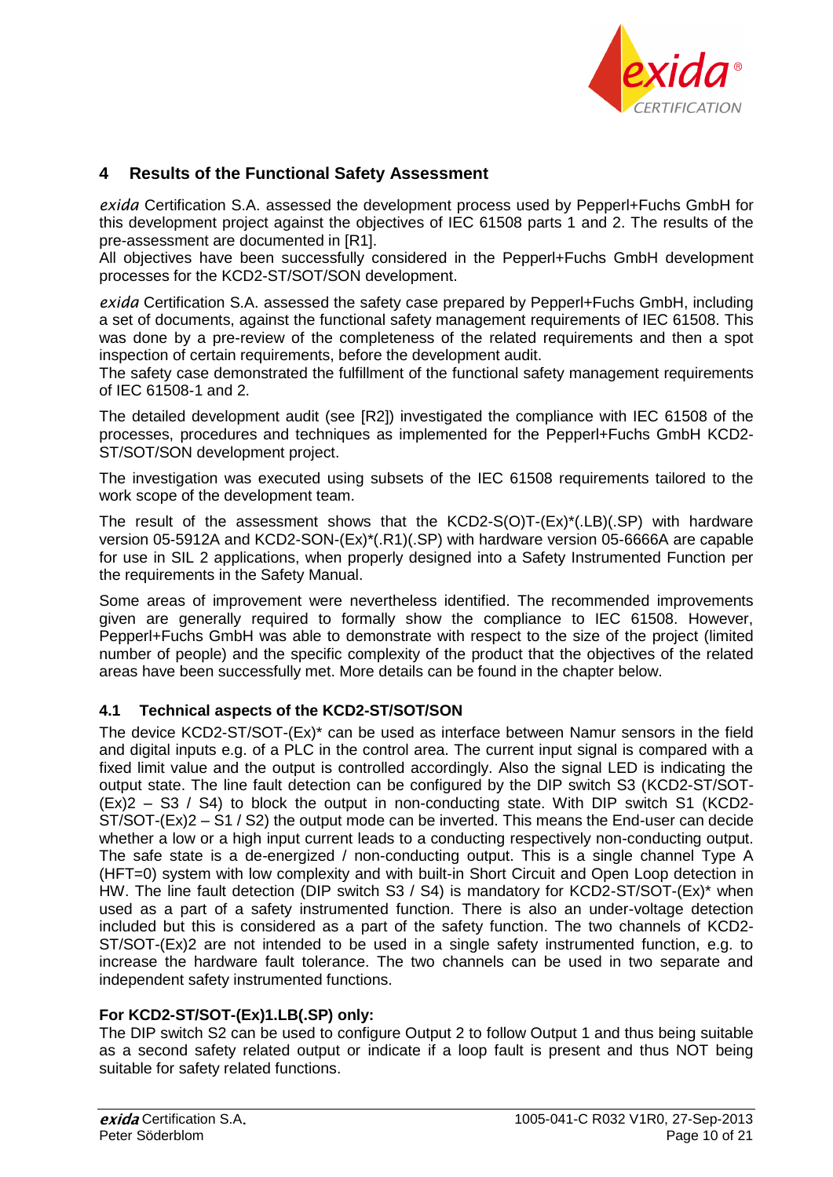## 4 Results of the Functional Safety Assessment

*exida* Certification S.A. assessed the development process used by Pepperl+Fuchs GmbH for this development project against the objectives of IEC 61508 parts 1 and 2. The results of the pre-assessment are documented in [R1].

All objectives have been successfully considered in the Pepperl+Fuchs GmbH development processes for the KCD2-ST/SOT/SON development.

*exida* Certification S.A. assessed the safety case prepared by Pepperl+Fuchs GmbH, including a set of documents, against the functional safety management requirements of IEC 61508. This was done by a pre-review of the completeness of the related requirements and then a spot inspection of certain requirements, before the development audit.

The safety case demonstrated the fulfillment of the functional safety management requirements of IEC 61508-1 and 2.

The detailed development audit (see [R2]) investigated the compliance with IEC 61508 of the processes, procedures and techniques as implemented for the Pepperl+Fuchs GmbH KCD2-ST/SOT/SON development project.

The investigation was executed using subsets of the IEC 61508 requirements tailored to the work scope of the development team.

The result of the assessment shows that the KCD2-S(O)T-(Ex)*(.LB)(.SP) with hardware version 05-5912A and KCD2-SON-(Ex)*(.R1)(.SP) with hardware version 05-6666A are capable for use in SIL 2 applications, when properly designed into a Safety Instrumented Function per the requirements in the Safety Manual.

Some areas of improvement were nevertheless identified. The recommended improvements given are generally required to formally show the compliance to IEC 61508. However, Pepperl+Fuchs GmbH was able to demonstrate with respect to the size of the project (limited number of people) and the specific complexity of the product that the objectives of the related areas have been successfully met. More details can be found in the chapter below.

### 4.1 Technical aspects of the KCD2-ST/SOT/SON

The device KCD2-ST/SOT-(Ex)* can be used as interface between Namur sensors in the field and digital inputs e.g. of a PLC in the control area. The current input signal is compared with a fixed limit value and the output is controlled accordingly. Also the signal LED is indicating the output state. The line fault detection can be configured by the DIP switch S3 (KCD2-ST/SOT-(Ex)2 – S3 / S4) to block the output in non-conducting state. With DIP switch S1 (KCD2-ST/SOT-(Ex)2 – S1 / S2) the output mode can be inverted. This means the End-user can decide whether a low or a high input current leads to a conducting respectively non-conducting output. The safe state is a de-energized / non-conducting output. This is a single channel Type A (HFT=0) system with low complexity and with built-in Short Circuit and Open Loop detection in HW. The line fault detection (DIP switch S3 / S4) is mandatory for KCD2-ST/SOT-(Ex)* when used as a part of a safety instrumented function. There is also an under-voltage detection included but this is considered as a part of the safety function. The two channels of KCD2-ST/SOT-(Ex)2 are not intended to be used in a single safety instrumented function, e.g. to increase the hardware fault tolerance. The two channels can be used in two separate and independent safety instrumented functions.

**For KCD2-ST/SOT-(Ex)1.LB(.SP) only:**

The DIP switch S2 can be used to configure Output 2 to follow Output 1 and thus being suitable as a second safety related output or indicate if a loop fault is present and thus NOT being suitable for safety related functions.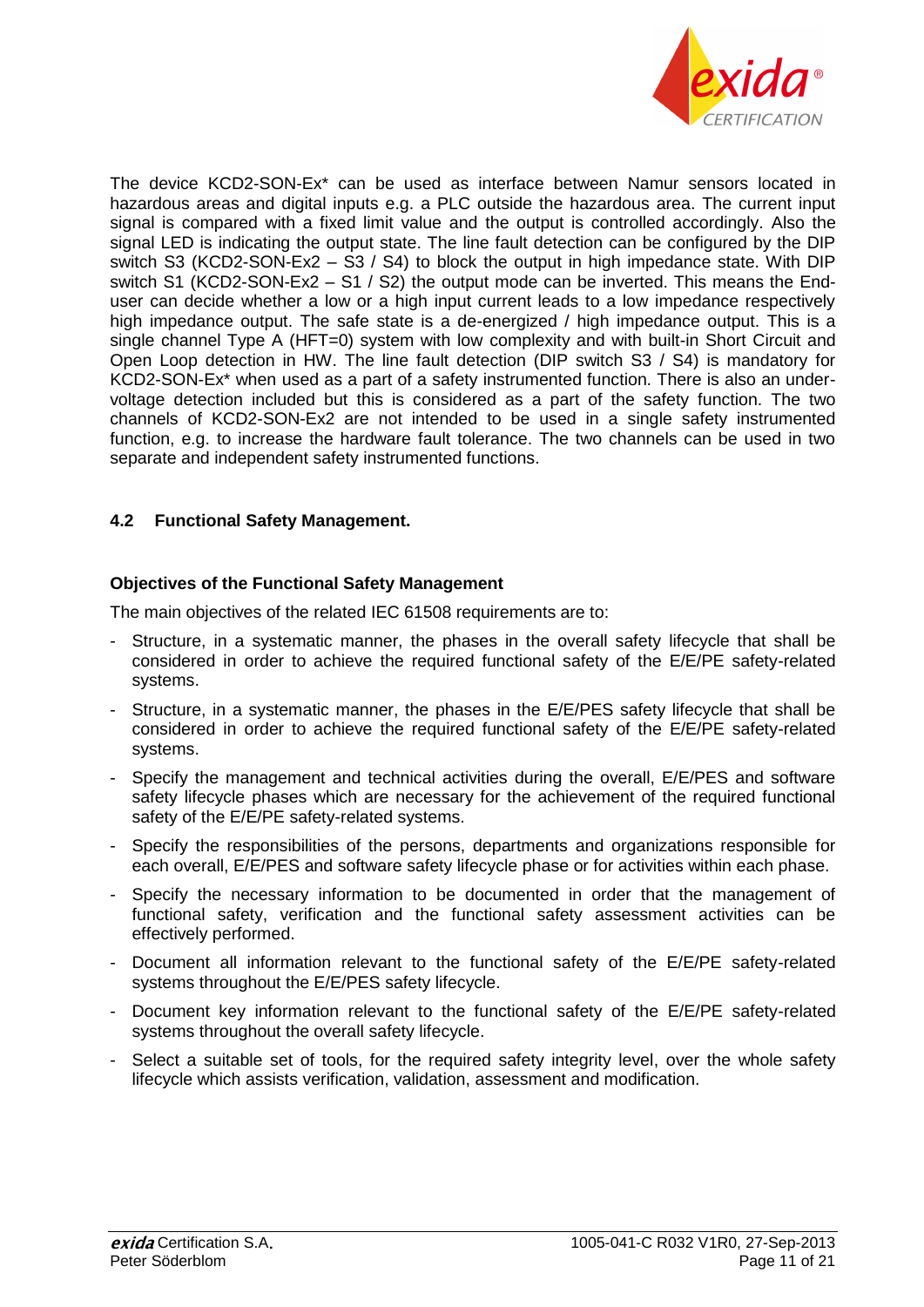The device KCD2-SON-Ex* can be used as interface between Namur sensors located in hazardous areas and digital inputs e.g. a PLC outside the hazardous area. The current input signal is compared with a fixed limit value and the output is controlled accordingly. Also the signal LED is indicating the output state. The line fault detection can be configured by the DIP switch S3 (KCD2-SON-Ex2 – S3 / S4) to block the output in high impedance state. With DIP switch S1 (KCD2-SON-Ex2 – S1 / S2) the output mode can be inverted. This means the End-user can decide whether a low or a high input current leads to a low impedance respectively high impedance output. The safe state is a de-energized / high impedance output. This is a single channel Type A (HFT=0) system with low complexity and with built-in Short Circuit and Open Loop detection in HW. The line fault detection (DIP switch S3 / S4) is mandatory for KCD2-SON-Ex* when used as a part of a safety instrumented function. There is also an under-voltage detection included but this is considered as a part of the safety function. The two channels of KCD2-SON-Ex2 are not intended to be used in a single safety instrumented function, e.g. to increase the hardware fault tolerance. The two channels can be used in two separate and independent safety instrumented functions.

### 4.2 Functional Safety Management.

**Objectives of the Functional Safety Management**

The main objectives of the related IEC 61508 requirements are to:

- Structure, in a systematic manner, the phases in the overall safety lifecycle that shall be considered in order to achieve the required functional safety of the E/E/PE safety-related systems.
- Structure, in a systematic manner, the phases in the E/E/PES safety lifecycle that shall be considered in order to achieve the required functional safety of the E/E/PE safety-related systems.
- Specify the management and technical activities during the overall, E/E/PES and software safety lifecycle phases which are necessary for the achievement of the required functional safety of the E/E/PE safety-related systems.
- Specify the responsibilities of the persons, departments and organizations responsible for each overall, E/E/PES and software safety lifecycle phase or for activities within each phase.
- Specify the necessary information to be documented in order that the management of functional safety, verification and the functional safety assessment activities can be effectively performed.
- Document all information relevant to the functional safety of the E/E/PE safety-related systems throughout the E/E/PES safety lifecycle.
- Document key information relevant to the functional safety of the E/E/PE safety-related systems throughout the overall safety lifecycle.
- Select a suitable set of tools, for the required safety integrity level, over the whole safety lifecycle which assists verification, validation, assessment and modification.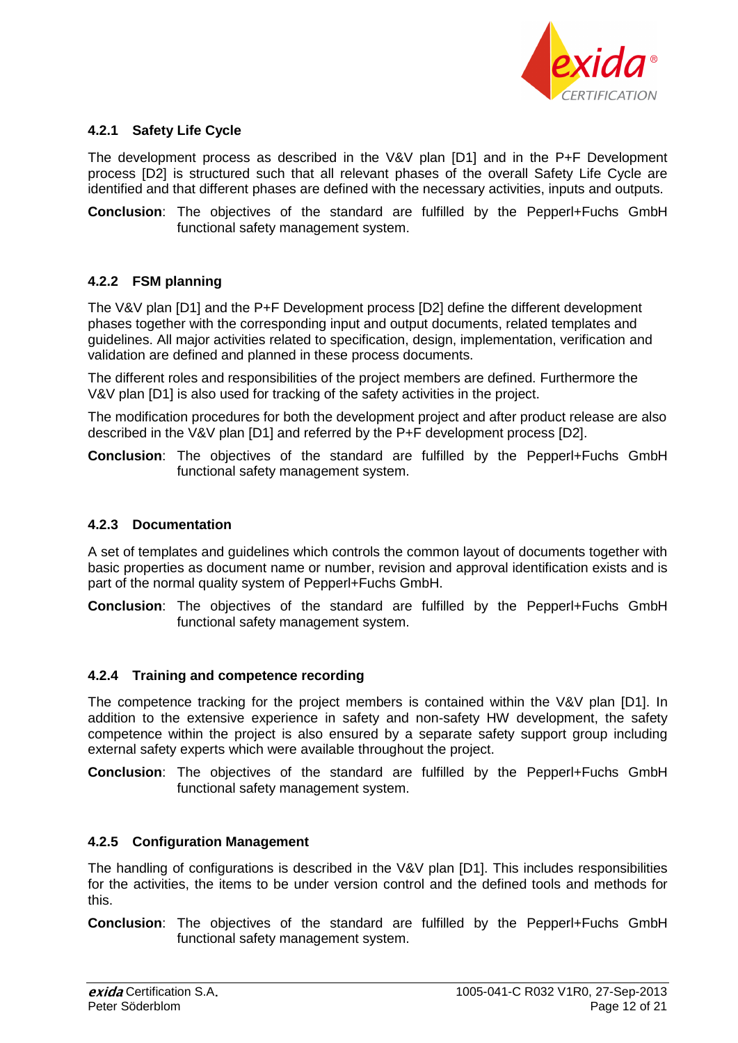### 4.2.1 Safety Life Cycle

The development process as described in the V&V plan [D1] and in the P+F Development process [D2] is structured such that all relevant phases of the overall Safety Life Cycle are identified and that different phases are defined with the necessary activities, inputs and outputs.

**Conclusion**: The objectives of the standard are fulfilled by the Pepperl+Fuchs GmbH functional safety management system.

### 4.2.2 FSM planning

The V&V plan [D1] and the P+F Development process [D2] define the different development phases together with the corresponding input and output documents, related templates and guidelines. All major activities related to specification, design, implementation, verification and validation are defined and planned in these process documents.

The different roles and responsibilities of the project members are defined. Furthermore the V&V plan [D1] is also used for tracking of the safety activities in the project.

The modification procedures for both the development project and after product release are also described in the V&V plan [D1] and referred by the P+F development process [D2].

**Conclusion**: The objectives of the standard are fulfilled by the Pepperl+Fuchs GmbH functional safety management system.

### 4.2.3 Documentation

A set of templates and guidelines which controls the common layout of documents together with basic properties as document name or number, revision and approval identification exists and is part of the normal quality system of Pepperl+Fuchs GmbH.

**Conclusion**: The objectives of the standard are fulfilled by the Pepperl+Fuchs GmbH functional safety management system.

### 4.2.4 Training and competence recording

The competence tracking for the project members is contained within the V&V plan [D1]. In addition to the extensive experience in safety and non-safety HW development, the safety competence within the project is also ensured by a separate safety support group including external safety experts which were available throughout the project.

**Conclusion**: The objectives of the standard are fulfilled by the Pepperl+Fuchs GmbH functional safety management system.

### 4.2.5 Configuration Management

The handling of configurations is described in the V&V plan [D1]. This includes responsibilities for the activities, the items to be under version control and the defined tools and methods for this.

**Conclusion**: The objectives of the standard are fulfilled by the Pepperl+Fuchs GmbH functional safety management system.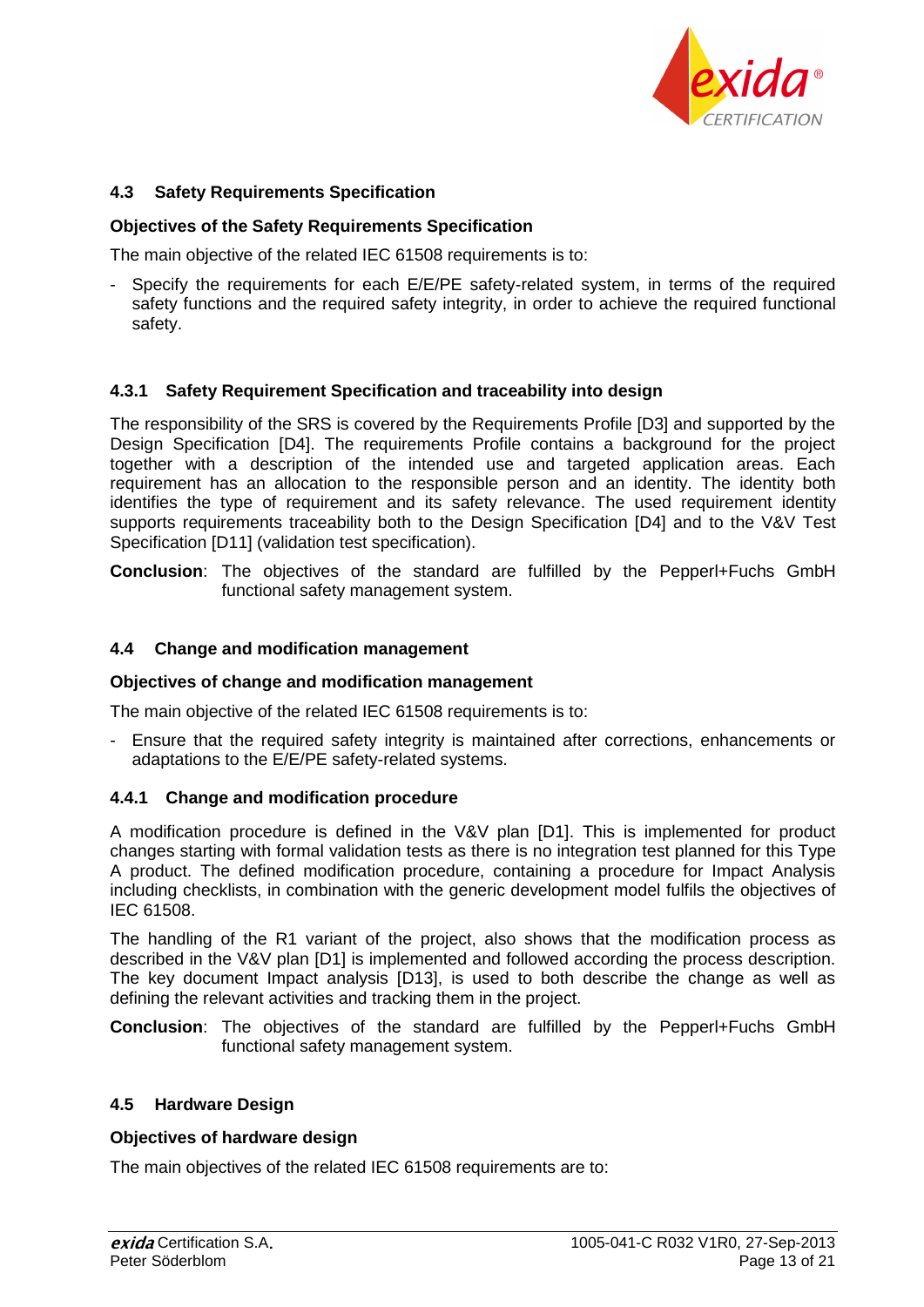### 4.3 Safety Requirements Specification

**Objectives of the Safety Requirements Specification**

The main objective of the related IEC 61508 requirements is to:

- Specify the requirements for each E/E/PE safety-related system, in terms of the required safety functions and the required safety integrity, in order to achieve the required functional safety.

#### 4.3.1 Safety Requirement Specification and traceability into design

The responsibility of the SRS is covered by the Requirements Profile [D3] and supported by the Design Specification [D4]. The requirements Profile contains a background for the project together with a description of the intended use and targeted application areas. Each requirement has an allocation to the responsible person and an identity. The identity both identifies the type of requirement and its safety relevance. The used requirement identity supports requirements traceability both to the Design Specification [D4] and to the V&V Test Specification [D11] (validation test specification).

**Conclusion**: The objectives of the standard are fulfilled by the Pepperl+Fuchs GmbH functional safety management system.

### 4.4 Change and modification management

**Objectives of change and modification management**

The main objective of the related IEC 61508 requirements is to:

- Ensure that the required safety integrity is maintained after corrections, enhancements or adaptations to the E/E/PE safety-related systems.

#### 4.4.1 Change and modification procedure

A modification procedure is defined in the V&V plan [D1]. This is implemented for product changes starting with formal validation tests as there is no integration test planned for this Type A product. The defined modification procedure, containing a procedure for Impact Analysis including checklists, in combination with the generic development model fulfils the objectives of IEC 61508.

The handling of the R1 variant of the project, also shows that the modification process as described in the V&V plan [D1] is implemented and followed according the process description. The key document Impact analysis [D13], is used to both describe the change as well as defining the relevant activities and tracking them in the project.

**Conclusion**: The objectives of the standard are fulfilled by the Pepperl+Fuchs GmbH functional safety management system.

### 4.5 Hardware Design

**Objectives of hardware design**

The main objectives of the related IEC 61508 requirements are to: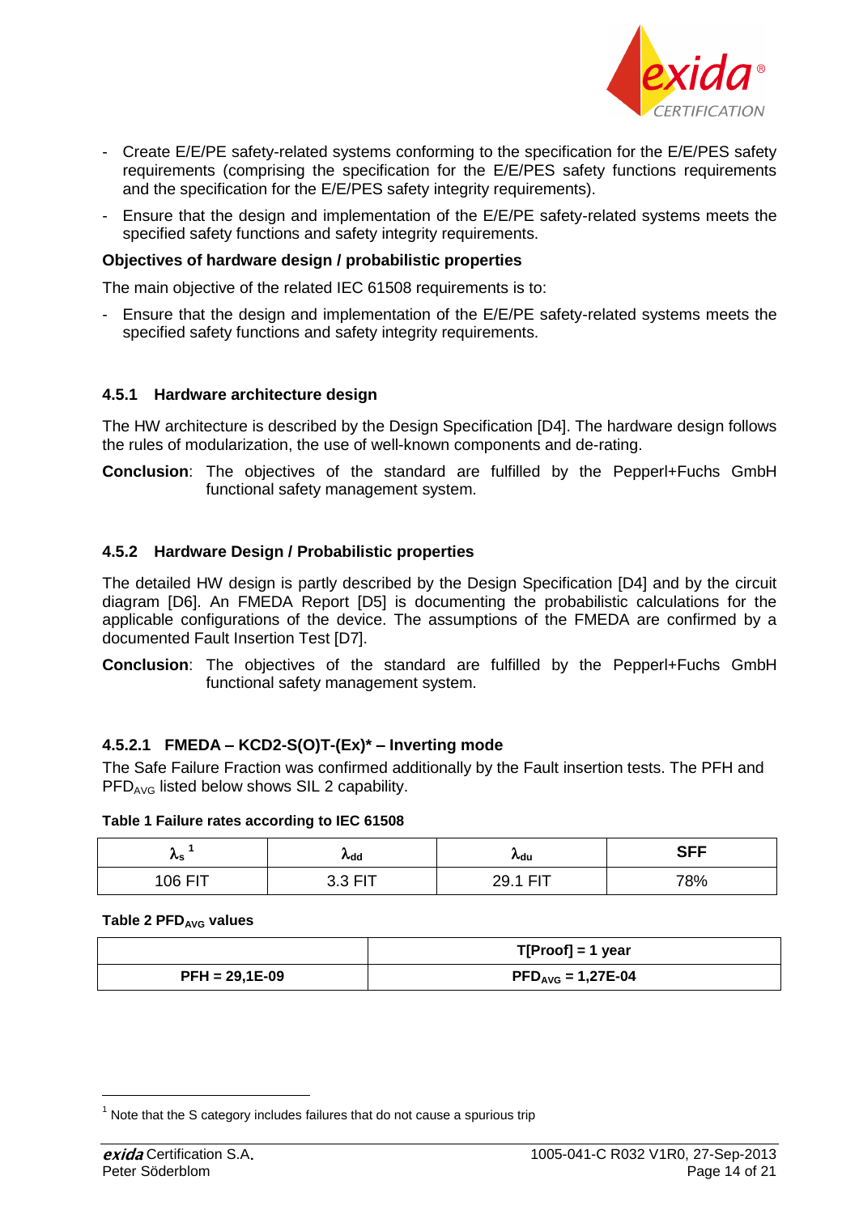- Create E/E/PE safety-related systems conforming to the specification for the E/E/PES safety requirements (comprising the specification for the E/E/PES safety functions requirements and the specification for the E/E/PES safety integrity requirements).
- Ensure that the design and implementation of the E/E/PE safety-related systems meets the specified safety functions and safety integrity requirements.

**Objectives of hardware design / probabilistic properties**

The main objective of the related IEC 61508 requirements is to:

- Ensure that the design and implementation of the E/E/PE safety-related systems meets the specified safety functions and safety integrity requirements.

### 4.5.1 Hardware architecture design

The HW architecture is described by the Design Specification [D4]. The hardware design follows the rules of modularization, the use of well-known components and de-rating.

**Conclusion**: The objectives of the standard are fulfilled by the Pepperl+Fuchs GmbH functional safety management system.

### 4.5.2 Hardware Design / Probabilistic properties

The detailed HW design is partly described by the Design Specification [D4] and by the circuit diagram [D6]. An FMEDA Report [D5] is documenting the probabilistic calculations for the applicable configurations of the device. The assumptions of the FMEDA are confirmed by a documented Fault Insertion Test [D7].

**Conclusion**: The objectives of the standard are fulfilled by the Pepperl+Fuchs GmbH functional safety management system.

#### 4.5.2.1 FMEDA – KCD2-S(O)T-(Ex)* – Inverting mode

The Safe Failure Fraction was confirmed additionally by the Fault insertion tests. The PFH and $PFD_{AVG}$ listed below shows SIL 2 capability.

**Table 1 Failure rates according to IEC 61508**

| $\lambda_s$ [1] | $\lambda_{dd}$ | $\lambda_{du}$ | SFF |
|---|---|---|---|
| 106 FIT | 3.3 FIT | 29.1 FIT | 78% |

**Table 2 $PFD_{AVG}$ values**

| | T[Proof] = 1 year |
|---|---|
| **PFH = 29,1E-09** | **$PFD_{AVG}$ = 1,27E-04** |

[1] Note that the S category includes failures that do not cause a spurious trip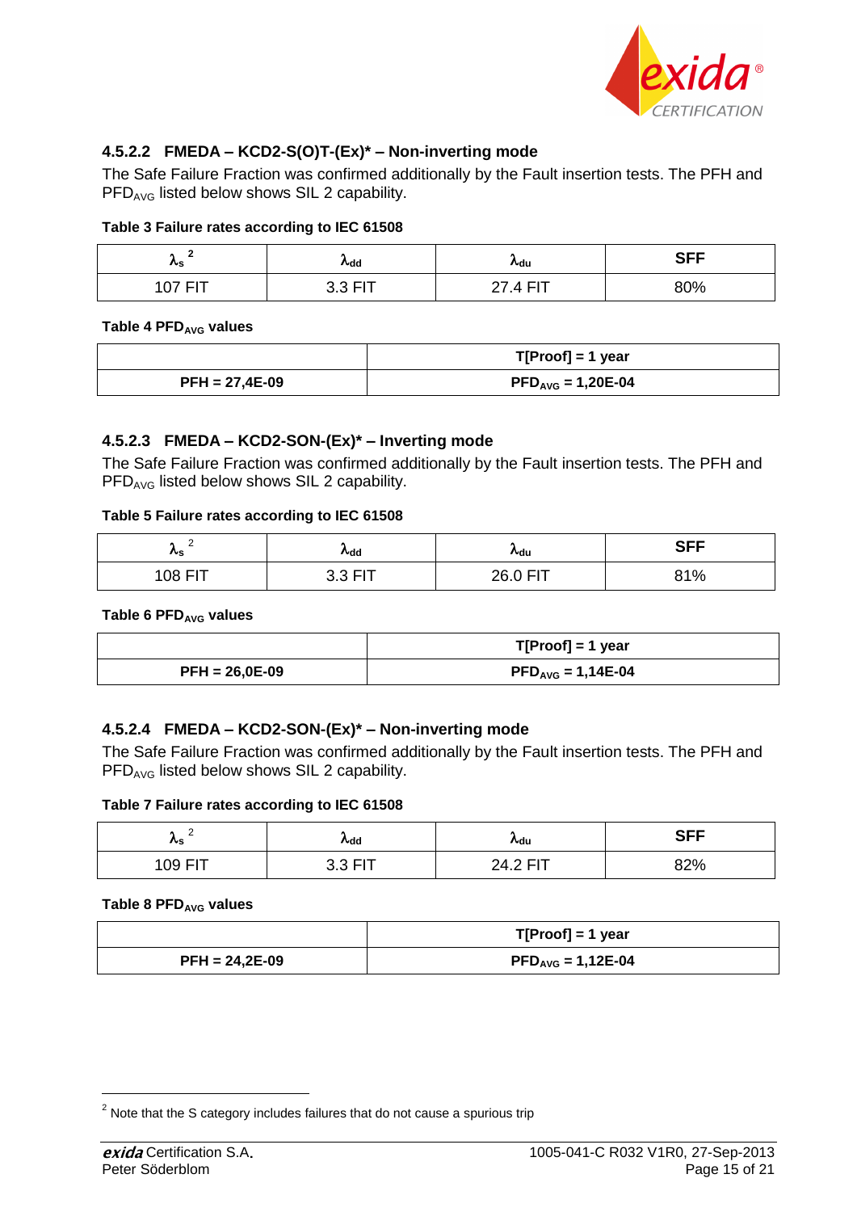### 4.5.2.2 FMEDA – KCD2-S(O)T-(Ex)* – Non-inverting mode

The Safe Failure Fraction was confirmed additionally by the Fault insertion tests. The PFH and $PFD_{AVG}$ listed below shows SIL 2 capability.

**Table 3 Failure rates according to IEC 61508**

| $\lambda_s$ [2] | $\lambda_{dd}$ | $\lambda_{du}$ | SFF |
|---|---|---|---|
| 107 FIT | 3.3 FIT | 27.4 FIT | 80% |

**Table 4 $PFD_{AVG}$ values**

| | T[Proof] = 1 year |
|---|---|
| **PFH = 27,4E-09** | **$PFD_{AVG}$ = 1,20E-04** |

### 4.5.2.3 FMEDA – KCD2-SON-(Ex)* – Inverting mode

The Safe Failure Fraction was confirmed additionally by the Fault insertion tests. The PFH and $PFD_{AVG}$ listed below shows SIL 2 capability.

**Table 5 Failure rates according to IEC 61508**

| $\lambda_s$ [2] | $\lambda_{dd}$ | $\lambda_{du}$ | SFF |
|---|---|---|---|
| 108 FIT | 3.3 FIT | 26.0 FIT | 81% |

**Table 6 $PFD_{AVG}$ values**

| | T[Proof] = 1 year |
|---|---|
| **PFH = 26,0E-09** | **$PFD_{AVG}$ = 1,14E-04** |

### 4.5.2.4 FMEDA – KCD2-SON-(Ex)* – Non-inverting mode

The Safe Failure Fraction was confirmed additionally by the Fault insertion tests. The PFH and $PFD_{AVG}$ listed below shows SIL 2 capability.

**Table 7 Failure rates according to IEC 61508**

| $\lambda_s$ [2] | $\lambda_{dd}$ | $\lambda_{du}$ | SFF |
|---|---|---|---|
| 109 FIT | 3.3 FIT | 24.2 FIT | 82% |

**Table 8 $PFD_{AVG}$ values**

| | T[Proof] = 1 year |
|---|---|
| **PFH = 24,2E-09** | **$PFD_{AVG}$ = 1,12E-04** |

[2] Note that the S category includes failures that do not cause a spurious trip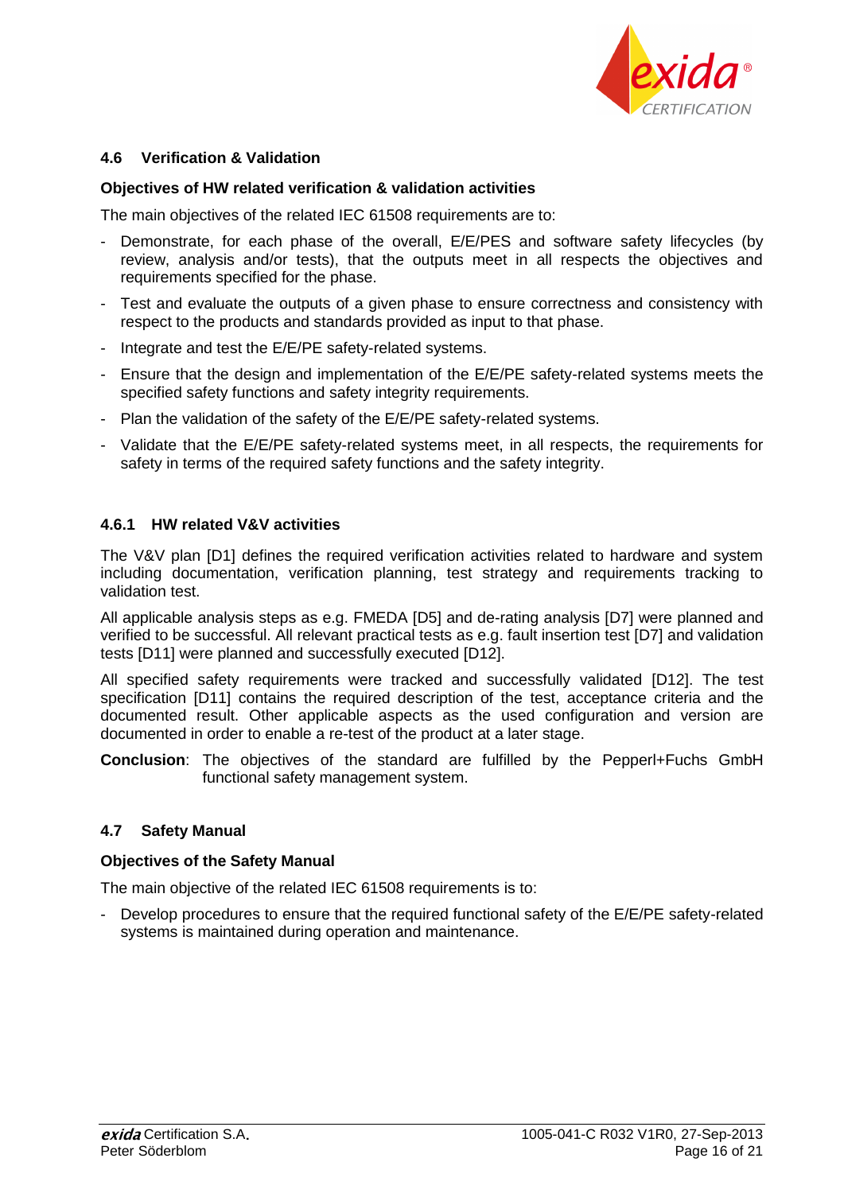## 4.6 Verification & Validation

**Objectives of HW related verification & validation activities**

The main objectives of the related IEC 61508 requirements are to:

- Demonstrate, for each phase of the overall, E/E/PES and software safety lifecycles (by review, analysis and/or tests), that the outputs meet in all respects the objectives and requirements specified for the phase.
- Test and evaluate the outputs of a given phase to ensure correctness and consistency with respect to the products and standards provided as input to that phase.
- Integrate and test the E/E/PE safety-related systems.
- Ensure that the design and implementation of the E/E/PE safety-related systems meets the specified safety functions and safety integrity requirements.
- Plan the validation of the safety of the E/E/PE safety-related systems.
- Validate that the E/E/PE safety-related systems meet, in all respects, the requirements for safety in terms of the required safety functions and the safety integrity.

### 4.6.1 HW related V&V activities

The V&V plan [D1] defines the required verification activities related to hardware and system including documentation, verification planning, test strategy and requirements tracking to validation test.

All applicable analysis steps as e.g. FMEDA [D5] and de-rating analysis [D7] were planned and verified to be successful. All relevant practical tests as e.g. fault insertion test [D7] and validation tests [D11] were planned and successfully executed [D12].

All specified safety requirements were tracked and successfully validated [D12]. The test specification [D11] contains the required description of the test, acceptance criteria and the documented result. Other applicable aspects as the used configuration and version are documented in order to enable a re-test of the product at a later stage.

**Conclusion**: The objectives of the standard are fulfilled by the Pepperl+Fuchs GmbH functional safety management system.

## 4.7 Safety Manual

**Objectives of the Safety Manual**

The main objective of the related IEC 61508 requirements is to:

- Develop procedures to ensure that the required functional safety of the E/E/PE safety-related systems is maintained during operation and maintenance.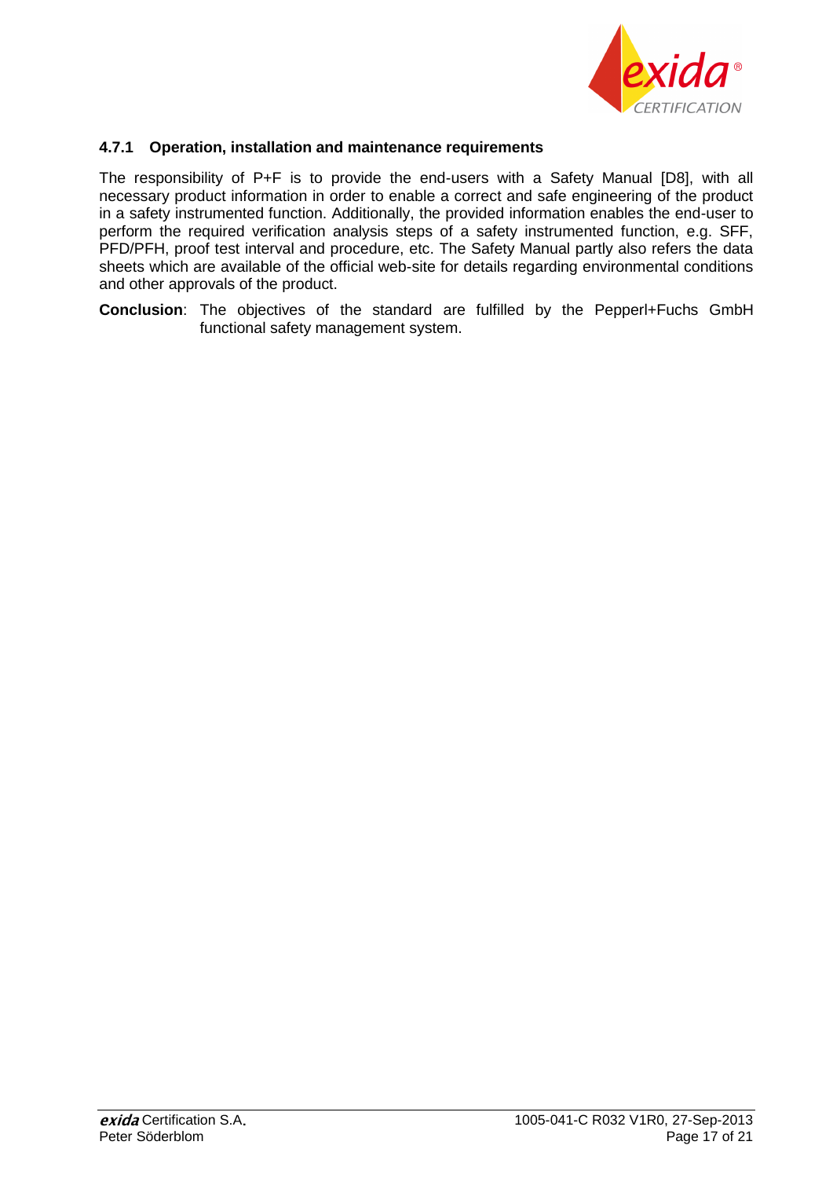#### 4.7.1 Operation, installation and maintenance requirements

The responsibility of P+F is to provide the end-users with a Safety Manual [D8], with all necessary product information in order to enable a correct and safe engineering of the product in a safety instrumented function. Additionally, the provided information enables the end-user to perform the required verification analysis steps of a safety instrumented function, e.g. SFF, PFD/PFH, proof test interval and procedure, etc. The Safety Manual partly also refers the data sheets which are available of the official web-site for details regarding environmental conditions and other approvals of the product.

**Conclusion**: The objectives of the standard are fulfilled by the Pepperl+Fuchs GmbH functional safety management system.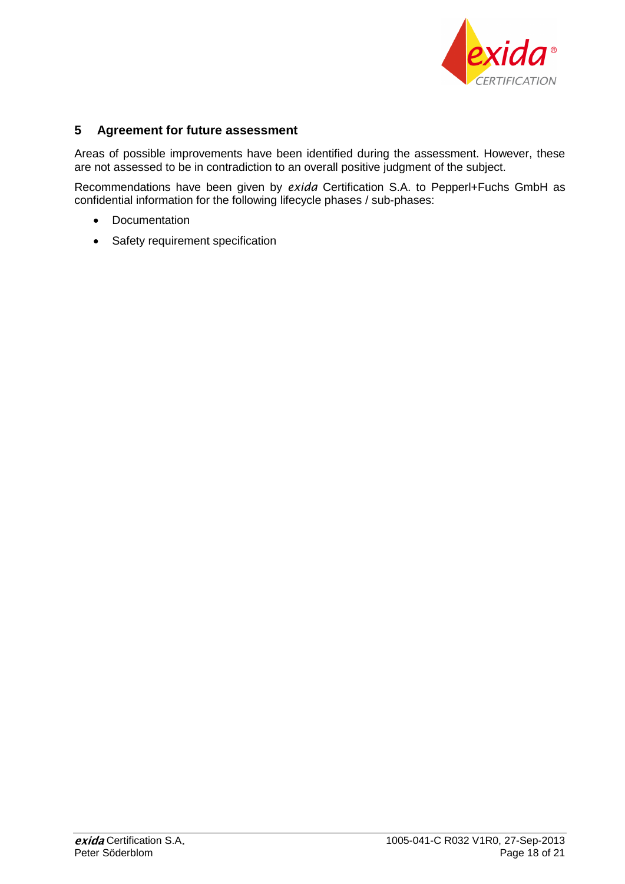## 5 Agreement for future assessment

Areas of possible improvements have been identified during the assessment. However, these are not assessed to be in contradiction to an overall positive judgment of the subject.

Recommendations have been given by *exida* Certification S.A. to Pepperl+Fuchs GmbH as confidential information for the following lifecycle phases / sub-phases:

- Documentation
- Safety requirement specification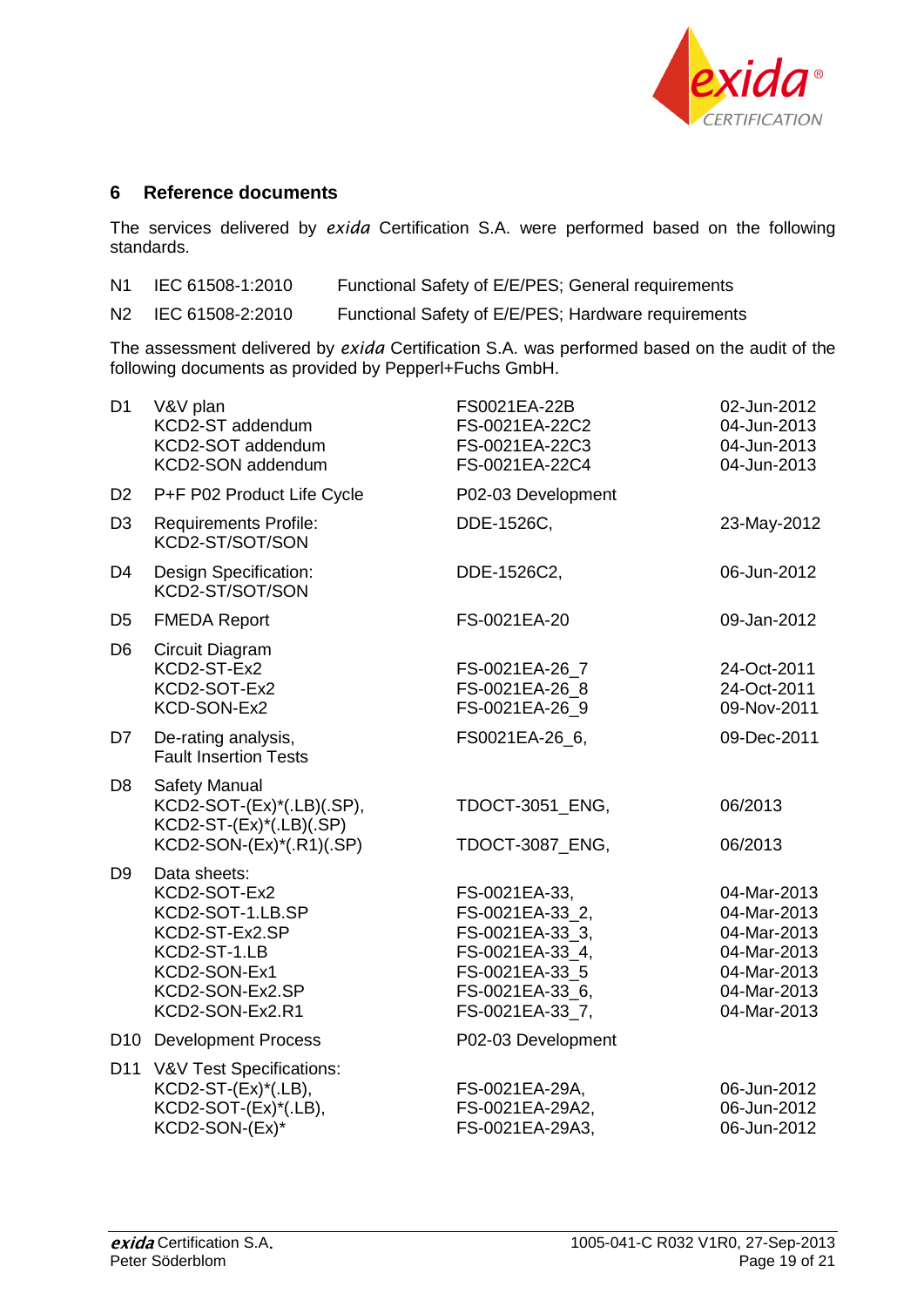## 6 Reference documents

The services delivered by *exida* Certification S.A. were performed based on the following standards.

| | | |
|---|---|---|
| N1 | IEC 61508-1:2010 | Functional Safety of E/E/PES; General requirements |
| N2 | IEC 61508-2:2010 | Functional Safety of E/E/PES; Hardware requirements |

The assessment delivered by *exida* Certification S.A. was performed based on the audit of the following documents as provided by Pepperl+Fuchs GmbH.

| | | | |
|---|---|---|---|
| D1 | V&V plan<br>KCD2-ST addendum<br>KCD2-SOT addendum<br>KCD2-SON addendum | FS0021EA-22B<br>FS-0021EA-22C2<br>FS-0021EA-22C3<br>FS-0021EA-22C4 | 02-Jun-2012<br>04-Jun-2013<br>04-Jun-2013<br>04-Jun-2013 |
| D2 | P+F P02 Product Life Cycle | P02-03 Development | |
| D3 | Requirements Profile:<br>KCD2-ST/SOT/SON | DDE-1526C, | 23-May-2012 |
| D4 | Design Specification:<br>KCD2-ST/SOT/SON | DDE-1526C2, | 06-Jun-2012 |
| D5 | FMEDA Report | FS-0021EA-20 | 09-Jan-2012 |
| D6 | Circuit Diagram<br>KCD2-ST-Ex2<br>KCD2-SOT-Ex2<br>KCD-SON-Ex2 | <br>FS-0021EA-26_7<br>FS-0021EA-26_8<br>FS-0021EA-26_9 | <br>24-Oct-2011<br>24-Oct-2011<br>09-Nov-2011 |
| D7 | De-rating analysis,<br>Fault Insertion Tests | FS0021EA-26_6, | 09-Dec-2011 |
| D8 | Safety Manual<br>KCD2-SOT-(Ex)*(.LB)(.SP),<br>KCD2-ST-(Ex)*(.LB)(.SP)<br>KCD2-SON-(Ex)*(.R1)(.SP) | <br>TDOCT-3051_ENG,<br><br>TDOCT-3087_ENG, | <br>06/2013<br><br>06/2013 |
| D9 | Data sheets:<br>KCD2-SOT-Ex2<br>KCD2-SOT-1.LB.SP<br>KCD2-ST-Ex2.SP<br>KCD2-ST-1.LB<br>KCD2-SON-Ex1<br>KCD2-SON-Ex2.SP<br>KCD2-SON-Ex2.R1 | <br>FS-0021EA-33,<br>FS-0021EA-33_2,<br>FS-0021EA-33_3,<br>FS-0021EA-33_4,<br>FS-0021EA-33_5<br>FS-0021EA-33_6,<br>FS-0021EA-33_7, | <br>04-Mar-2013<br>04-Mar-2013<br>04-Mar-2013<br>04-Mar-2013<br>04-Mar-2013<br>04-Mar-2013<br>04-Mar-2013 |
| D10 | Development Process | P02-03 Development | |
| D11 | V&V Test Specifications:<br>KCD2-ST-(Ex)*(.LB),<br>KCD2-SOT-(Ex)*(.LB),<br>KCD2-SON-(Ex)* | <br>FS-0021EA-29A,<br>FS-0021EA-29A2,<br>FS-0021EA-29A3, | <br>06-Jun-2012<br>06-Jun-2012<br>06-Jun-2012 |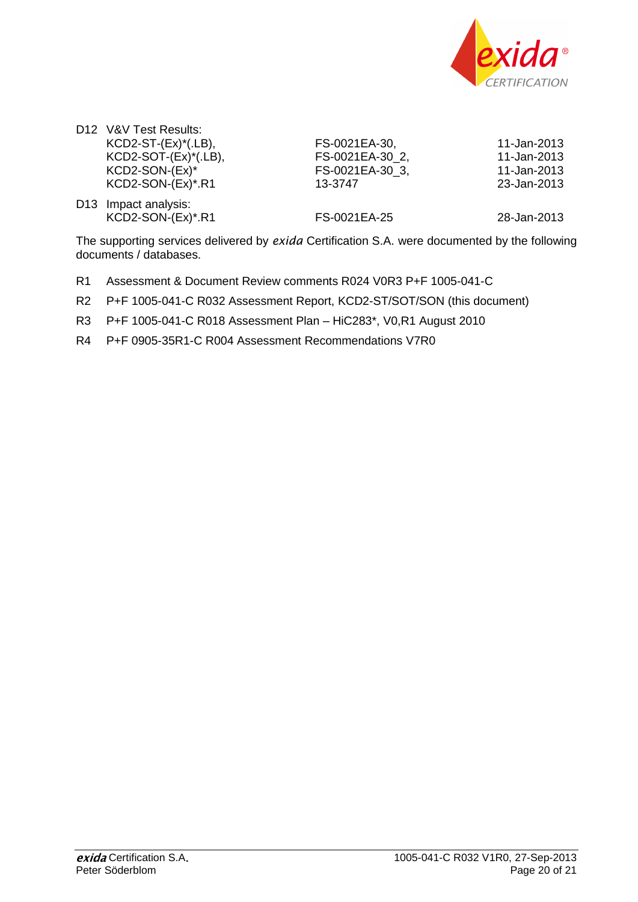| | | | |
|---|---|---|---|
| D12 | V&V Test Results: | | |
| | KCD2-ST-(Ex)*(.LB), | FS-0021EA-30, | 11-Jan-2013 |
| | KCD2-SOT-(Ex)*(.LB), | FS-0021EA-30_2, | 11-Jan-2013 |
| | KCD2-SON-(Ex)* | FS-0021EA-30_3, | 11-Jan-2013 |
| | KCD2-SON-(Ex)*.R1 | 13-3747 | 23-Jan-2013 |
| D13 | Impact analysis: | | |
| | KCD2-SON-(Ex)*.R1 | FS-0021EA-25 | 28-Jan-2013 |

The supporting services delivered by *exida* Certification S.A. were documented by the following documents / databases.

| | |
|---|---|
| R1 | Assessment & Document Review comments R024 V0R3 P+F 1005-041-C |
| R2 | P+F 1005-041-C R032 Assessment Report, KCD2-ST/SOT/SON (this document) |
| R3 | P+F 1005-041-C R018 Assessment Plan – HiC283*, V0,R1 August 2010 |
| R4 | P+F 0905-35R1-C R004 Assessment Recommendations V7R0 |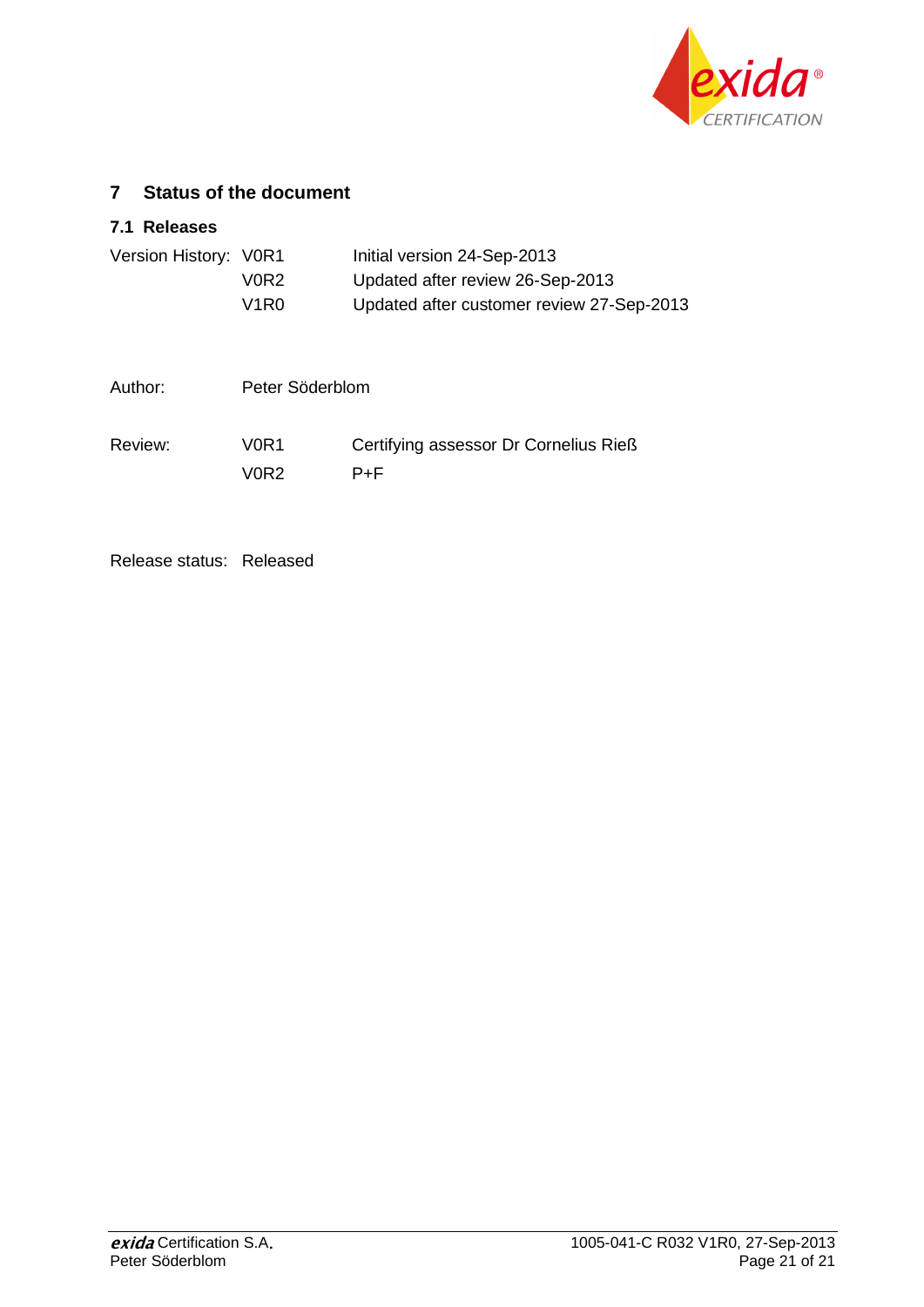# 7 Status of the document

## 7.1 Releases

| | | |
|---|---|---|
| Version History: | V0R1 | Initial version 24-Sep-2013 |
| | V0R2 | Updated after review 26-Sep-2013 |
| | V1R0 | Updated after customer review 27-Sep-2013 |

Author: Peter Söderblom

| | | |
|---|---|---|
| Review: | V0R1 | Certifying assessor Dr Cornelius Rieß |
| | V0R2 | P+F |

Release status: Released